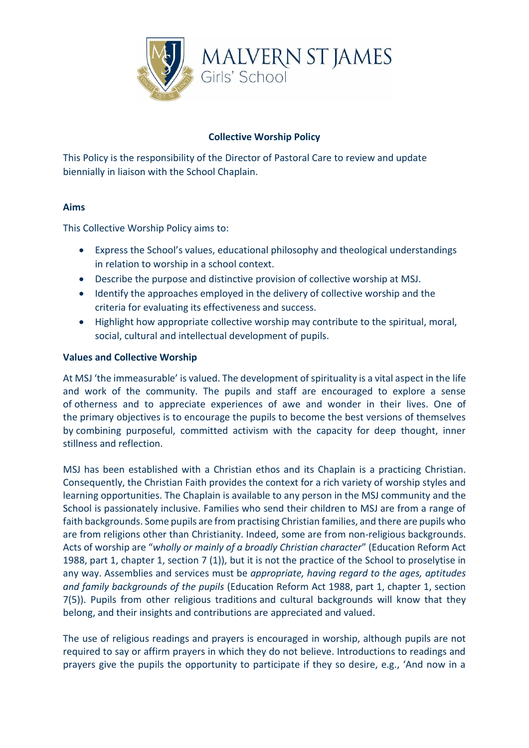MALVERN ST JAMES
Girls' School

## Collective Worship Policy

This Policy is the responsibility of the Director of Pastoral Care to review and update biennially in liaison with the School Chaplain.

### Aims

This Collective Worship Policy aims to:

- Express the School's values, educational philosophy and theological understandings in relation to worship in a school context.
- Describe the purpose and distinctive provision of collective worship at MSJ.
- Identify the approaches employed in the delivery of collective worship and the criteria for evaluating its effectiveness and success.
- Highlight how appropriate collective worship may contribute to the spiritual, moral, social, cultural and intellectual development of pupils.

### Values and Collective Worship

At MSJ 'the immeasurable' is valued. The development of spirituality is a vital aspect in the life and work of the community. The pupils and staff are encouraged to explore a sense of otherness and to appreciate experiences of awe and wonder in their lives. One of the primary objectives is to encourage the pupils to become the best versions of themselves by combining purposeful, committed activism with the capacity for deep thought, inner stillness and reflection.

MSJ has been established with a Christian ethos and its Chaplain is a practicing Christian. Consequently, the Christian Faith provides the context for a rich variety of worship styles and learning opportunities. The Chaplain is available to any person in the MSJ community and the School is passionately inclusive. Families who send their children to MSJ are from a range of faith backgrounds. Some pupils are from practising Christian families, and there are pupils who are from religions other than Christianity. Indeed, some are from non-religious backgrounds. Acts of worship are "*wholly or mainly of a broadly Christian character*" (Education Reform Act 1988, part 1, chapter 1, section 7 (1)), but it is not the practice of the School to proselytise in any way. Assemblies and services must be *appropriate, having regard to the ages, aptitudes and family backgrounds of the pupils* (Education Reform Act 1988, part 1, chapter 1, section 7(5)). Pupils from other religious traditions and cultural backgrounds will know that they belong, and their insights and contributions are appreciated and valued.

The use of religious readings and prayers is encouraged in worship, although pupils are not required to say or affirm prayers in which they do not believe. Introductions to readings and prayers give the pupils the opportunity to participate if they so desire, e.g., 'And now in a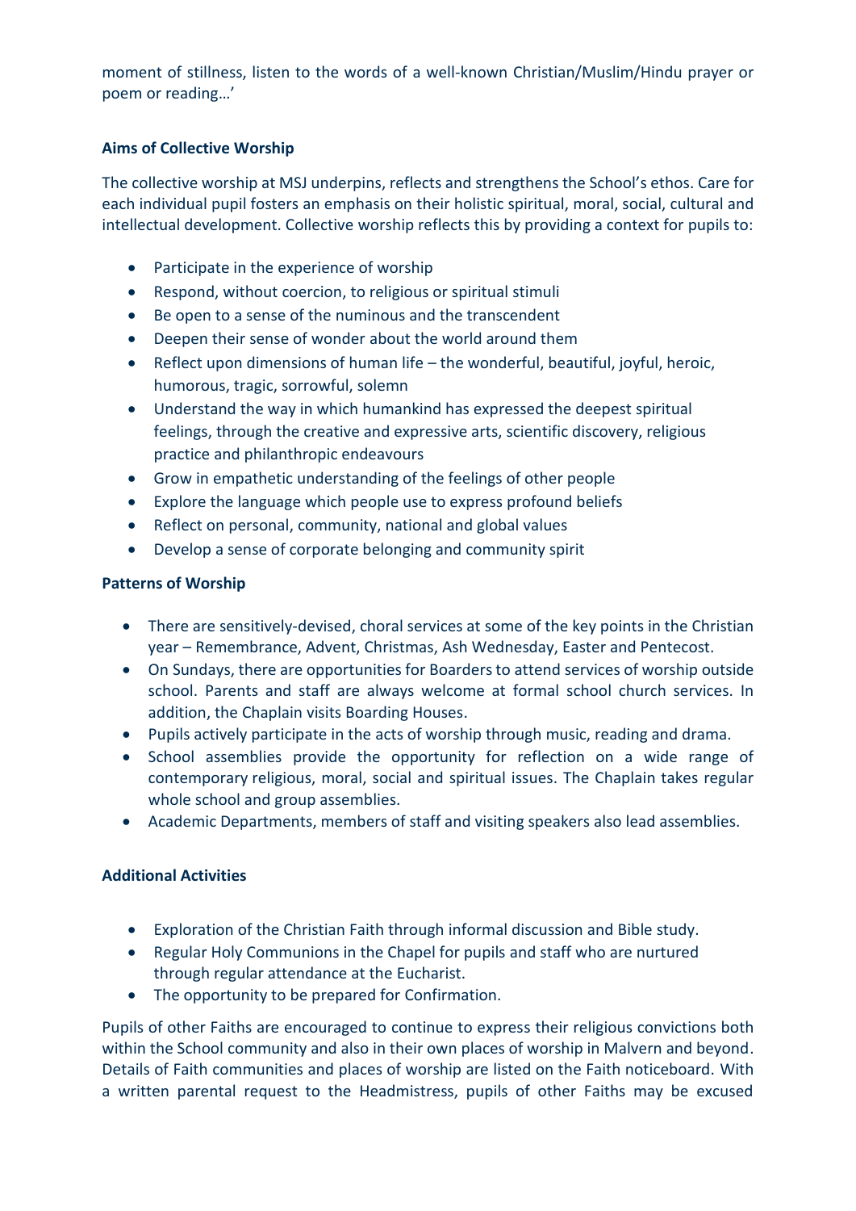moment of stillness, listen to the words of a well-known Christian/Muslim/Hindu prayer or poem or reading…'

**Aims of Collective Worship**

The collective worship at MSJ underpins, reflects and strengthens the School's ethos. Care for each individual pupil fosters an emphasis on their holistic spiritual, moral, social, cultural and intellectual development. Collective worship reflects this by providing a context for pupils to:

- Participate in the experience of worship
- Respond, without coercion, to religious or spiritual stimuli
- Be open to a sense of the numinous and the transcendent
- Deepen their sense of wonder about the world around them
- Reflect upon dimensions of human life – the wonderful, beautiful, joyful, heroic, humorous, tragic, sorrowful, solemn
- Understand the way in which humankind has expressed the deepest spiritual feelings, through the creative and expressive arts, scientific discovery, religious practice and philanthropic endeavours
- Grow in empathetic understanding of the feelings of other people
- Explore the language which people use to express profound beliefs
- Reflect on personal, community, national and global values
- Develop a sense of corporate belonging and community spirit

**Patterns of Worship**

- There are sensitively-devised, choral services at some of the key points in the Christian year – Remembrance, Advent, Christmas, Ash Wednesday, Easter and Pentecost.
- On Sundays, there are opportunities for Boarders to attend services of worship outside school. Parents and staff are always welcome at formal school church services. In addition, the Chaplain visits Boarding Houses.
- Pupils actively participate in the acts of worship through music, reading and drama.
- School assemblies provide the opportunity for reflection on a wide range of contemporary religious, moral, social and spiritual issues. The Chaplain takes regular whole school and group assemblies.
- Academic Departments, members of staff and visiting speakers also lead assemblies.

**Additional Activities**

- Exploration of the Christian Faith through informal discussion and Bible study.
- Regular Holy Communions in the Chapel for pupils and staff who are nurtured through regular attendance at the Eucharist.
- The opportunity to be prepared for Confirmation.

Pupils of other Faiths are encouraged to continue to express their religious convictions both within the School community and also in their own places of worship in Malvern and beyond. Details of Faith communities and places of worship are listed on the Faith noticeboard. With a written parental request to the Headmistress, pupils of other Faiths may be excused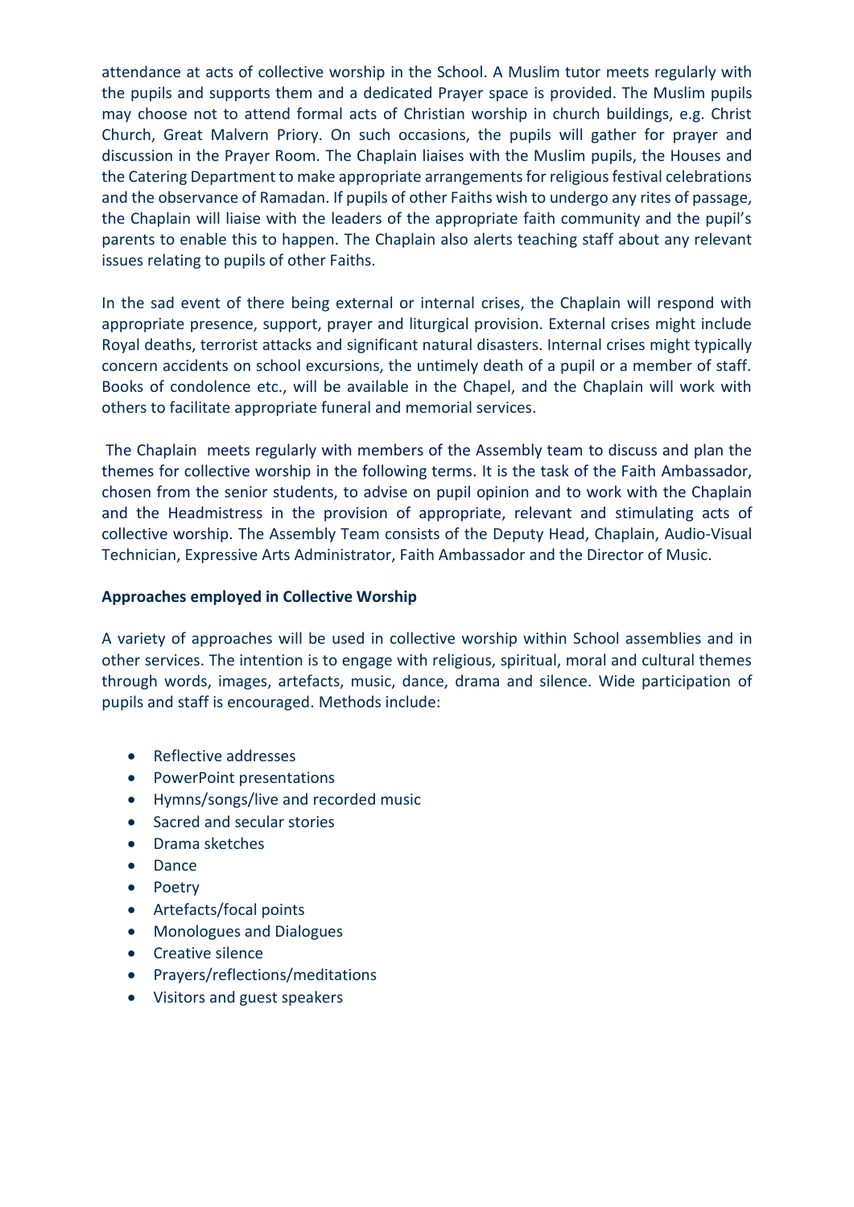attendance at acts of collective worship in the School. A Muslim tutor meets regularly with the pupils and supports them and a dedicated Prayer space is provided. The Muslim pupils may choose not to attend formal acts of Christian worship in church buildings, e.g. Christ Church, Great Malvern Priory. On such occasions, the pupils will gather for prayer and discussion in the Prayer Room. The Chaplain liaises with the Muslim pupils, the Houses and the Catering Department to make appropriate arrangements for religious festival celebrations and the observance of Ramadan. If pupils of other Faiths wish to undergo any rites of passage, the Chaplain will liaise with the leaders of the appropriate faith community and the pupil's parents to enable this to happen. The Chaplain also alerts teaching staff about any relevant issues relating to pupils of other Faiths.

In the sad event of there being external or internal crises, the Chaplain will respond with appropriate presence, support, prayer and liturgical provision. External crises might include Royal deaths, terrorist attacks and significant natural disasters. Internal crises might typically concern accidents on school excursions, the untimely death of a pupil or a member of staff. Books of condolence etc., will be available in the Chapel, and the Chaplain will work with others to facilitate appropriate funeral and memorial services.

The Chaplain meets regularly with members of the Assembly team to discuss and plan the themes for collective worship in the following terms. It is the task of the Faith Ambassador, chosen from the senior students, to advise on pupil opinion and to work with the Chaplain and the Headmistress in the provision of appropriate, relevant and stimulating acts of collective worship. The Assembly Team consists of the Deputy Head, Chaplain, Audio-Visual Technician, Expressive Arts Administrator, Faith Ambassador and the Director of Music.

**Approaches employed in Collective Worship**

A variety of approaches will be used in collective worship within School assemblies and in other services. The intention is to engage with religious, spiritual, moral and cultural themes through words, images, artefacts, music, dance, drama and silence. Wide participation of pupils and staff is encouraged. Methods include:

- Reflective addresses
- PowerPoint presentations
- Hymns/songs/live and recorded music
- Sacred and secular stories
- Drama sketches
- Dance
- Poetry
- Artefacts/focal points
- Monologues and Dialogues
- Creative silence
- Prayers/reflections/meditations
- Visitors and guest speakers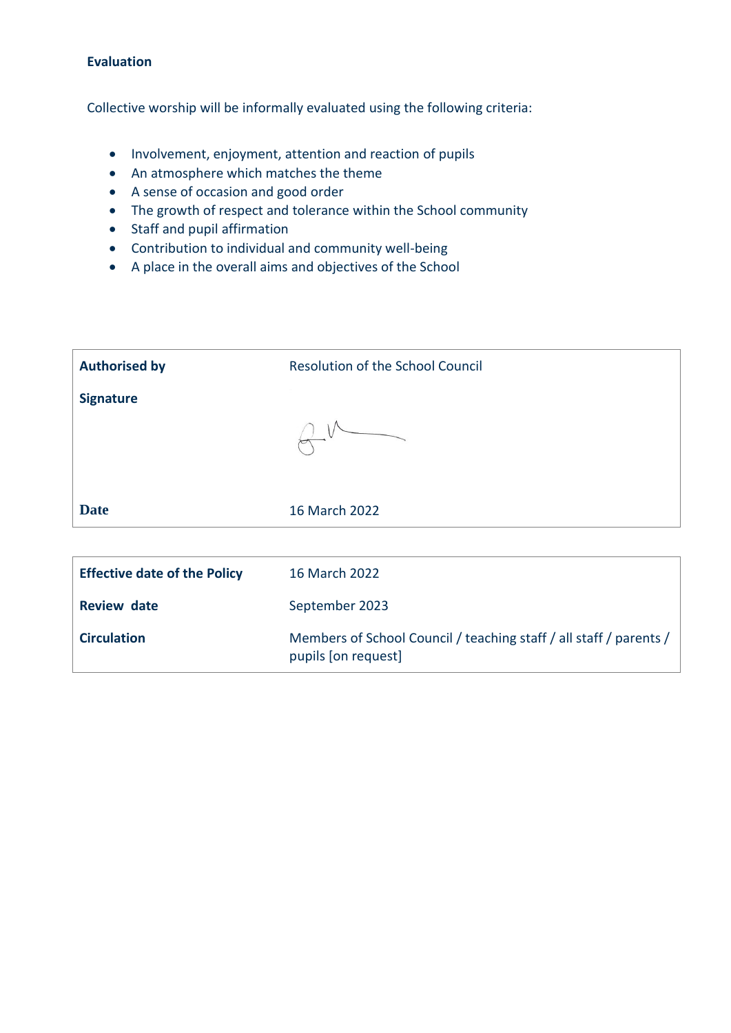### Evaluation

Collective worship will be informally evaluated using the following criteria:

- Involvement, enjoyment, attention and reaction of pupils
- An atmosphere which matches the theme
- A sense of occasion and good order
- The growth of respect and tolerance within the School community
- Staff and pupil affirmation
- Contribution to individual and community well-being
- A place in the overall aims and objectives of the School

| | |
|---|---|
| **Authorised by** | Resolution of the School Council |
| **Signature** | |
| **Date** | 16 March 2022 |

| | |
|---|---|
| **Effective date of the Policy** | 16 March 2022 |
| **Review date** | September 2023 |
| **Circulation** | Members of School Council / teaching staff / all staff / parents / pupils [on request] |